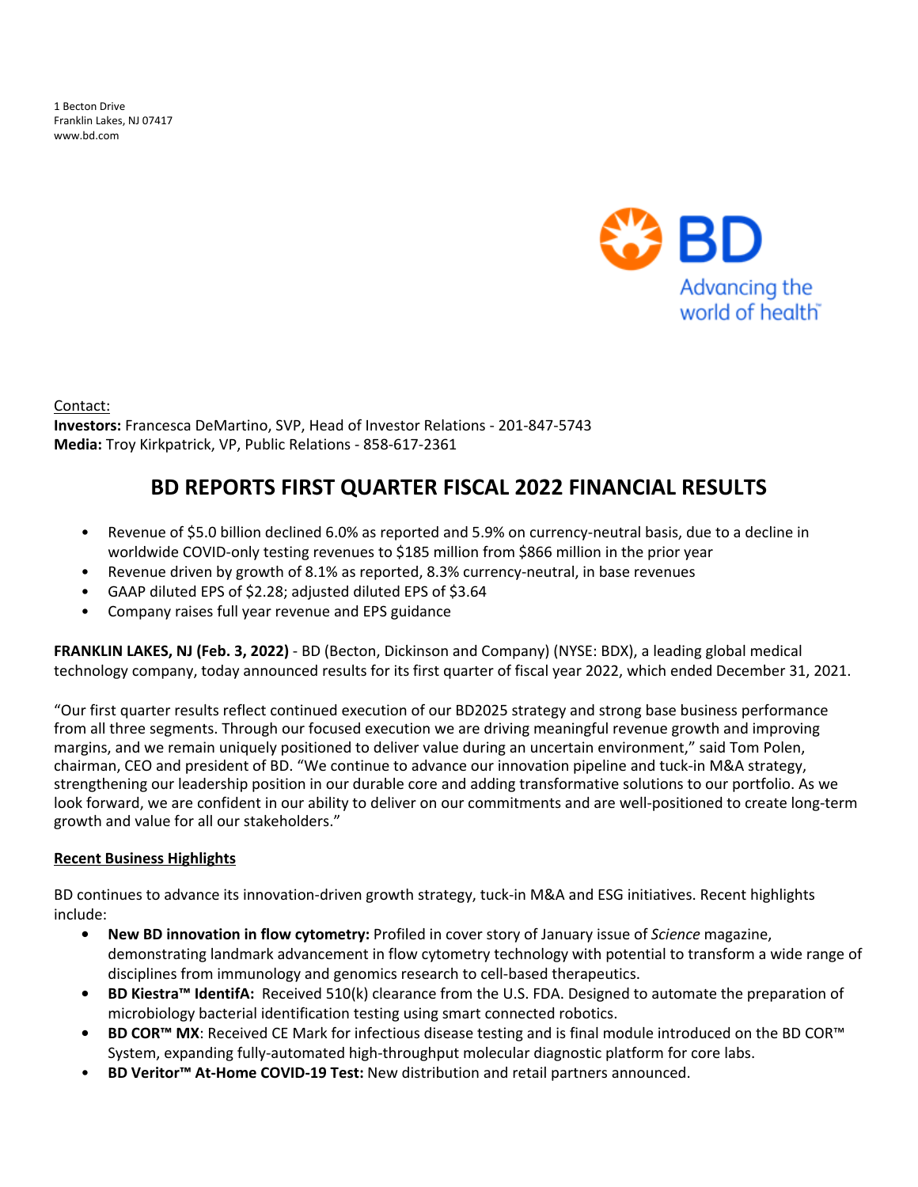1 Becton Drive
Franklin Lakes, NJ 07417
www.bd.com

BD
Advancing the world of health™

Contact:
**Investors:** Francesca DeMartino, SVP, Head of Investor Relations - 201-847-5743
**Media:** Troy Kirkpatrick, VP, Public Relations - 858-617-2361

# BD REPORTS FIRST QUARTER FISCAL 2022 FINANCIAL RESULTS

- Revenue of $5.0 billion declined 6.0% as reported and 5.9% on currency-neutral basis, due to a decline in worldwide COVID-only testing revenues to $185 million from $866 million in the prior year
- Revenue driven by growth of 8.1% as reported, 8.3% currency-neutral, in base revenues
- GAAP diluted EPS of $2.28; adjusted diluted EPS of $3.64
- Company raises full year revenue and EPS guidance

**FRANKLIN LAKES, NJ (Feb. 3, 2022)** - BD (Becton, Dickinson and Company) (NYSE: BDX), a leading global medical technology company, today announced results for its first quarter of fiscal year 2022, which ended December 31, 2021.

"Our first quarter results reflect continued execution of our BD2025 strategy and strong base business performance from all three segments. Through our focused execution we are driving meaningful revenue growth and improving margins, and we remain uniquely positioned to deliver value during an uncertain environment," said Tom Polen, chairman, CEO and president of BD. "We continue to advance our innovation pipeline and tuck-in M&A strategy, strengthening our leadership position in our durable core and adding transformative solutions to our portfolio. As we look forward, we are confident in our ability to deliver on our commitments and are well-positioned to create long-term growth and value for all our stakeholders."

## Recent Business Highlights

BD continues to advance its innovation-driven growth strategy, tuck-in M&A and ESG initiatives. Recent highlights include:

- **New BD innovation in flow cytometry:** Profiled in cover story of January issue of *Science* magazine, demonstrating landmark advancement in flow cytometry technology with potential to transform a wide range of disciplines from immunology and genomics research to cell-based therapeutics.
- **BD Kiestra™ IdentifA:** Received 510(k) clearance from the U.S. FDA. Designed to automate the preparation of microbiology bacterial identification testing using smart connected robotics.
- **BD COR™ MX**: Received CE Mark for infectious disease testing and is final module introduced on the BD COR™ System, expanding fully-automated high-throughput molecular diagnostic platform for core labs.
- **BD Veritor™ At-Home COVID-19 Test:** New distribution and retail partners announced.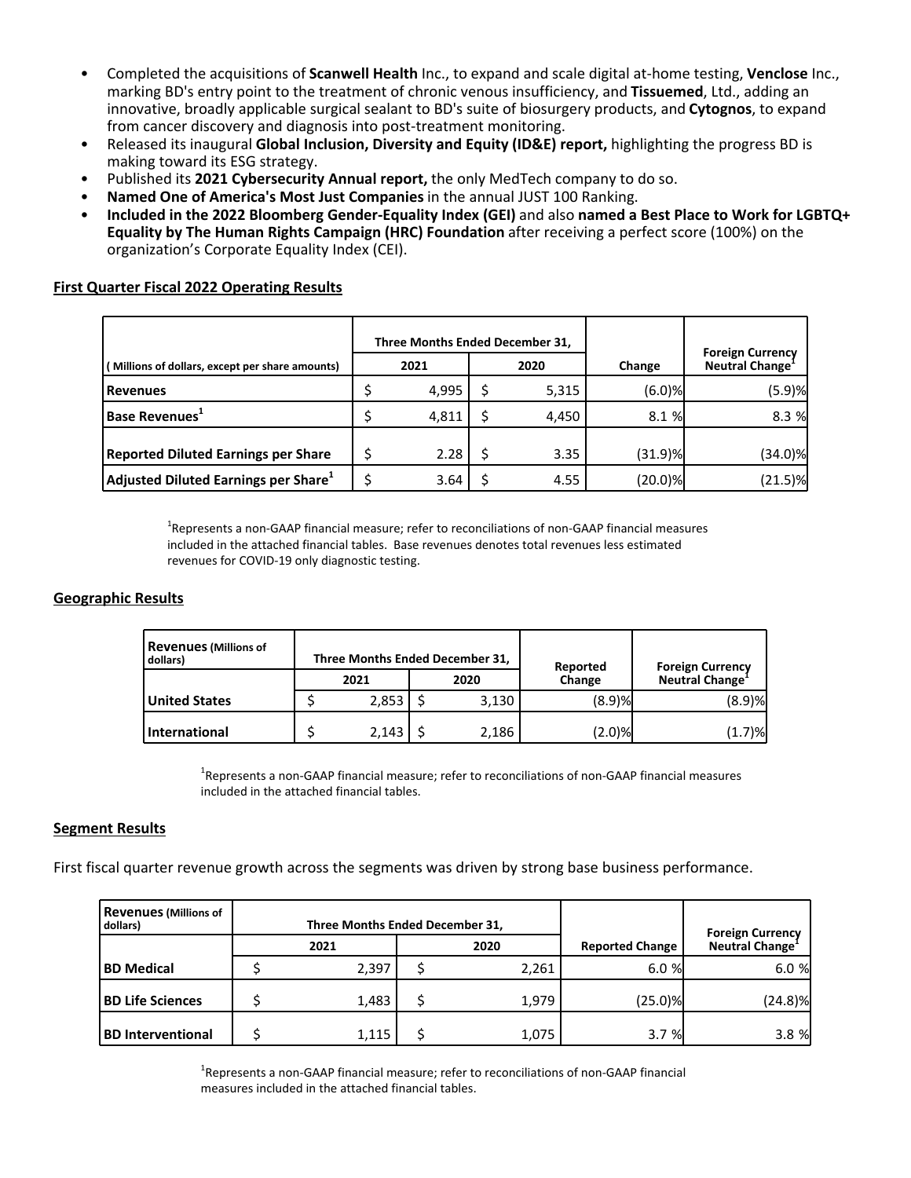- Completed the acquisitions of **Scanwell Health** Inc., to expand and scale digital at-home testing, **Venclose** Inc., marking BD's entry point to the treatment of chronic venous insufficiency, and **Tissuemed**, Ltd., adding an innovative, broadly applicable surgical sealant to BD's suite of biosurgery products, and **Cytognos**, to expand from cancer discovery and diagnosis into post-treatment monitoring.
- Released its inaugural **Global Inclusion, Diversity and Equity (ID&E) report,** highlighting the progress BD is making toward its ESG strategy.
- Published its **2021 Cybersecurity Annual report,** the only MedTech company to do so.
- **Named One of America's Most Just Companies** in the annual JUST 100 Ranking.
- **Included in the 2022 Bloomberg Gender-Equality Index (GEI)** and also **named a Best Place to Work for LGBTQ+ Equality by The Human Rights Campaign (HRC) Foundation** after receiving a perfect score (100%) on the organization's Corporate Equality Index (CEI).

## First Quarter Fiscal 2022 Operating Results

| ( Millions of dollars, except per share amounts) | Three Months Ended December 31, 2021 | 2020 | Change | Foreign Currency Neutral Change[1] |
|---|---|---|---|---|
| **Revenues** | $ 4,995 | $ 5,315 | (6.0)% | (5.9)% |
| **Base Revenues[1]** | $ 4,811 | $ 4,450 | 8.1 % | 8.3 % |
| **Reported Diluted Earnings per Share** | $ 2.28 | $ 3.35 | (31.9)% | (34.0)% |
| **Adjusted Diluted Earnings per Share[1]** | $ 3.64 | $ 4.55 | (20.0)% | (21.5)% |

[1]Represents a non-GAAP financial measure; refer to reconciliations of non-GAAP financial measures included in the attached financial tables. Base revenues denotes total revenues less estimated revenues for COVID-19 only diagnostic testing.

## Geographic Results

| **Revenues** (Millions of dollars) | Three Months Ended December 31, 2021 | 2020 | Reported Change | Foreign Currency Neutral Change[1] |
|---|---|---|---|---|
| **United States** | $ 2,853 | $ 3,130 | (8.9)% | (8.9)% |
| **International** | $ 2,143 | $ 2,186 | (2.0)% | (1.7)% |

[1]Represents a non-GAAP financial measure; refer to reconciliations of non-GAAP financial measures included in the attached financial tables.

## Segment Results

First fiscal quarter revenue growth across the segments was driven by strong base business performance.

| **Revenues** (Millions of dollars) | Three Months Ended December 31, 2021 | 2020 | Reported Change | Foreign Currency Neutral Change[1] |
|---|---|---|---|---|
| **BD Medical** | $ 2,397 | $ 2,261 | 6.0 % | 6.0 % |
| **BD Life Sciences** | $ 1,483 | $ 1,979 | (25.0)% | (24.8)% |
| **BD Interventional** | $ 1,115 | $ 1,075 | 3.7 % | 3.8 % |

[1]Represents a non-GAAP financial measure; refer to reconciliations of non-GAAP financial measures included in the attached financial tables.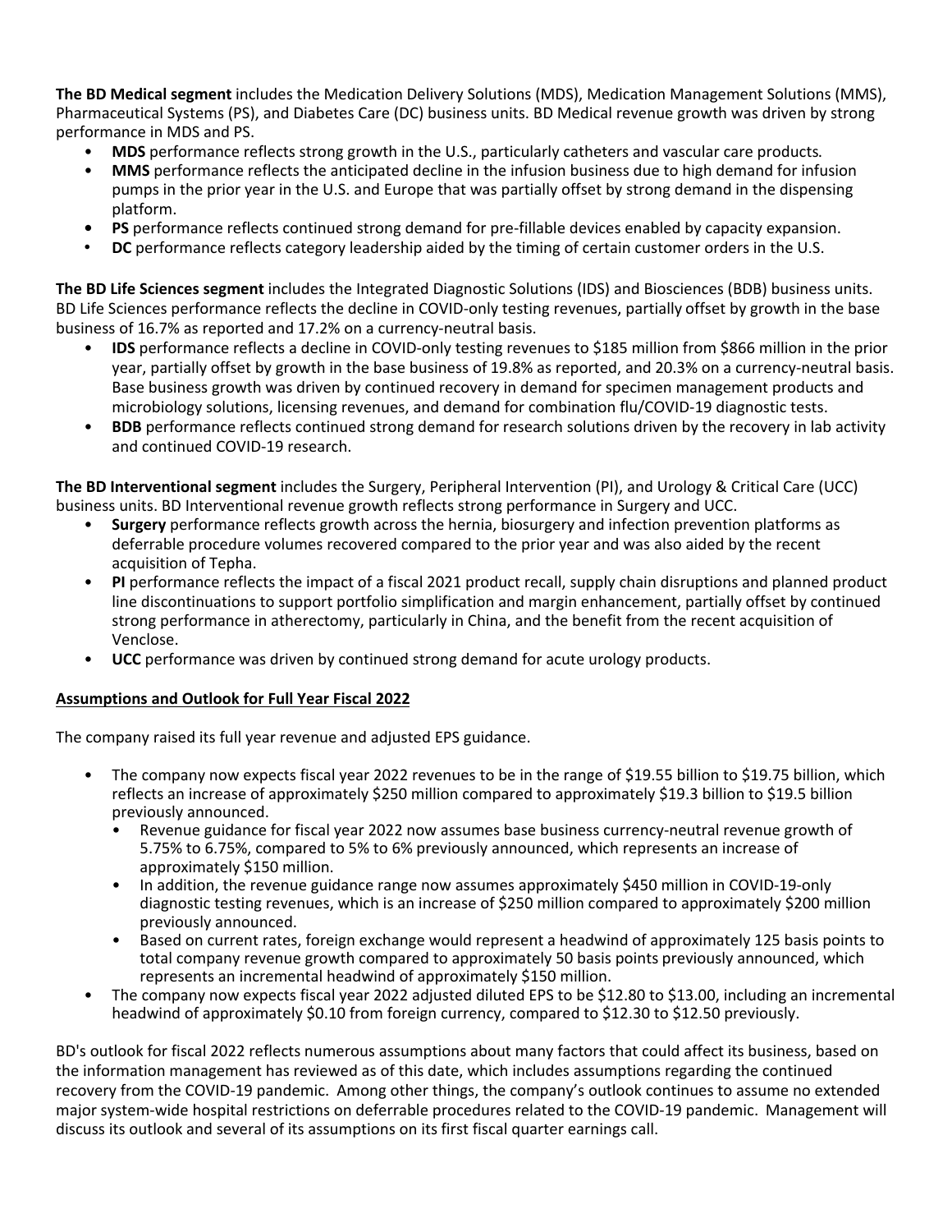**The BD Medical segment** includes the Medication Delivery Solutions (MDS), Medication Management Solutions (MMS), Pharmaceutical Systems (PS), and Diabetes Care (DC) business units. BD Medical revenue growth was driven by strong performance in MDS and PS.

- **MDS** performance reflects strong growth in the U.S., particularly catheters and vascular care products.
- **MMS** performance reflects the anticipated decline in the infusion business due to high demand for infusion pumps in the prior year in the U.S. and Europe that was partially offset by strong demand in the dispensing platform.
- **PS** performance reflects continued strong demand for pre-fillable devices enabled by capacity expansion.
- **DC** performance reflects category leadership aided by the timing of certain customer orders in the U.S.

**The BD Life Sciences segment** includes the Integrated Diagnostic Solutions (IDS) and Biosciences (BDB) business units. BD Life Sciences performance reflects the decline in COVID-only testing revenues, partially offset by growth in the base business of 16.7% as reported and 17.2% on a currency-neutral basis.

- **IDS** performance reflects a decline in COVID-only testing revenues to $185 million from $866 million in the prior year, partially offset by growth in the base business of 19.8% as reported, and 20.3% on a currency-neutral basis. Base business growth was driven by continued recovery in demand for specimen management products and microbiology solutions, licensing revenues, and demand for combination flu/COVID-19 diagnostic tests.
- **BDB** performance reflects continued strong demand for research solutions driven by the recovery in lab activity and continued COVID-19 research.

**The BD Interventional segment** includes the Surgery, Peripheral Intervention (PI), and Urology & Critical Care (UCC) business units. BD Interventional revenue growth reflects strong performance in Surgery and UCC.

- **Surgery** performance reflects growth across the hernia, biosurgery and infection prevention platforms as deferrable procedure volumes recovered compared to the prior year and was also aided by the recent acquisition of Tepha.
- **PI** performance reflects the impact of a fiscal 2021 product recall, supply chain disruptions and planned product line discontinuations to support portfolio simplification and margin enhancement, partially offset by continued strong performance in atherectomy, particularly in China, and the benefit from the recent acquisition of Venclose.
- **UCC** performance was driven by continued strong demand for acute urology products.

**Assumptions and Outlook for Full Year Fiscal 2022**

The company raised its full year revenue and adjusted EPS guidance.

- The company now expects fiscal year 2022 revenues to be in the range of $19.55 billion to $19.75 billion, which reflects an increase of approximately $250 million compared to approximately $19.3 billion to $19.5 billion previously announced.
  - Revenue guidance for fiscal year 2022 now assumes base business currency-neutral revenue growth of 5.75% to 6.75%, compared to 5% to 6% previously announced, which represents an increase of approximately $150 million.
  - In addition, the revenue guidance range now assumes approximately $450 million in COVID-19-only diagnostic testing revenues, which is an increase of $250 million compared to approximately $200 million previously announced.
  - Based on current rates, foreign exchange would represent a headwind of approximately 125 basis points to total company revenue growth compared to approximately 50 basis points previously announced, which represents an incremental headwind of approximately $150 million.
- The company now expects fiscal year 2022 adjusted diluted EPS to be $12.80 to $13.00, including an incremental headwind of approximately $0.10 from foreign currency, compared to $12.30 to $12.50 previously.

BD's outlook for fiscal 2022 reflects numerous assumptions about many factors that could affect its business, based on the information management has reviewed as of this date, which includes assumptions regarding the continued recovery from the COVID-19 pandemic. Among other things, the company's outlook continues to assume no extended major system-wide hospital restrictions on deferrable procedures related to the COVID-19 pandemic. Management will discuss its outlook and several of its assumptions on its first fiscal quarter earnings call.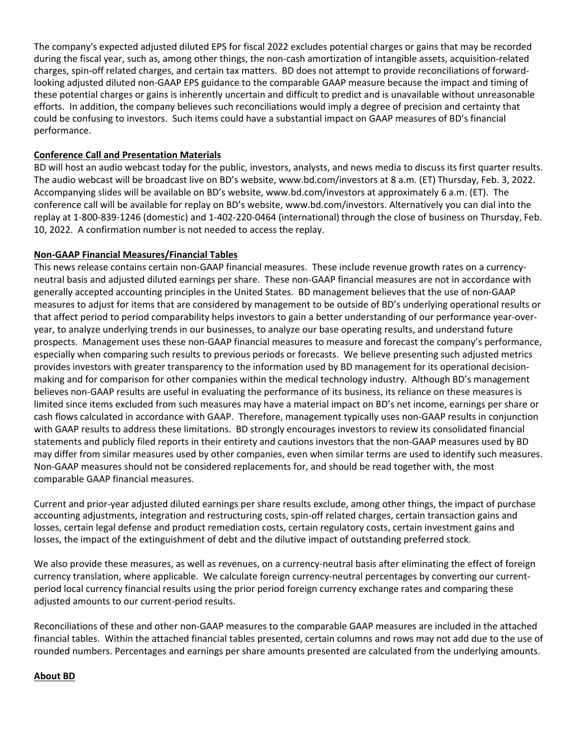The company's expected adjusted diluted EPS for fiscal 2022 excludes potential charges or gains that may be recorded during the fiscal year, such as, among other things, the non-cash amortization of intangible assets, acquisition-related charges, spin-off related charges, and certain tax matters. BD does not attempt to provide reconciliations of forward-looking adjusted diluted non-GAAP EPS guidance to the comparable GAAP measure because the impact and timing of these potential charges or gains is inherently uncertain and difficult to predict and is unavailable without unreasonable efforts. In addition, the company believes such reconciliations would imply a degree of precision and certainty that could be confusing to investors. Such items could have a substantial impact on GAAP measures of BD's financial performance.

**Conference Call and Presentation Materials**

BD will host an audio webcast today for the public, investors, analysts, and news media to discuss its first quarter results. The audio webcast will be broadcast live on BD's website, www.bd.com/investors at 8 a.m. (ET) Thursday, Feb. 3, 2022. Accompanying slides will be available on BD's website, www.bd.com/investors at approximately 6 a.m. (ET). The conference call will be available for replay on BD's website, www.bd.com/investors. Alternatively you can dial into the replay at 1-800-839-1246 (domestic) and 1-402-220-0464 (international) through the close of business on Thursday, Feb. 10, 2022. A confirmation number is not needed to access the replay.

**Non-GAAP Financial Measures/Financial Tables**

This news release contains certain non-GAAP financial measures. These include revenue growth rates on a currency-neutral basis and adjusted diluted earnings per share. These non-GAAP financial measures are not in accordance with generally accepted accounting principles in the United States. BD management believes that the use of non-GAAP measures to adjust for items that are considered by management to be outside of BD's underlying operational results or that affect period to period comparability helps investors to gain a better understanding of our performance year-over-year, to analyze underlying trends in our businesses, to analyze our base operating results, and understand future prospects. Management uses these non-GAAP financial measures to measure and forecast the company's performance, especially when comparing such results to previous periods or forecasts. We believe presenting such adjusted metrics provides investors with greater transparency to the information used by BD management for its operational decision-making and for comparison for other companies within the medical technology industry. Although BD's management believes non-GAAP results are useful in evaluating the performance of its business, its reliance on these measures is limited since items excluded from such measures may have a material impact on BD's net income, earnings per share or cash flows calculated in accordance with GAAP. Therefore, management typically uses non-GAAP results in conjunction with GAAP results to address these limitations. BD strongly encourages investors to review its consolidated financial statements and publicly filed reports in their entirety and cautions investors that the non-GAAP measures used by BD may differ from similar measures used by other companies, even when similar terms are used to identify such measures. Non-GAAP measures should not be considered replacements for, and should be read together with, the most comparable GAAP financial measures.

Current and prior-year adjusted diluted earnings per share results exclude, among other things, the impact of purchase accounting adjustments, integration and restructuring costs, spin-off related charges, certain transaction gains and losses, certain legal defense and product remediation costs, certain regulatory costs, certain investment gains and losses, the impact of the extinguishment of debt and the dilutive impact of outstanding preferred stock.

We also provide these measures, as well as revenues, on a currency-neutral basis after eliminating the effect of foreign currency translation, where applicable. We calculate foreign currency-neutral percentages by converting our current-period local currency financial results using the prior period foreign currency exchange rates and comparing these adjusted amounts to our current-period results.

Reconciliations of these and other non-GAAP measures to the comparable GAAP measures are included in the attached financial tables. Within the attached financial tables presented, certain columns and rows may not add due to the use of rounded numbers. Percentages and earnings per share amounts presented are calculated from the underlying amounts.

**About BD**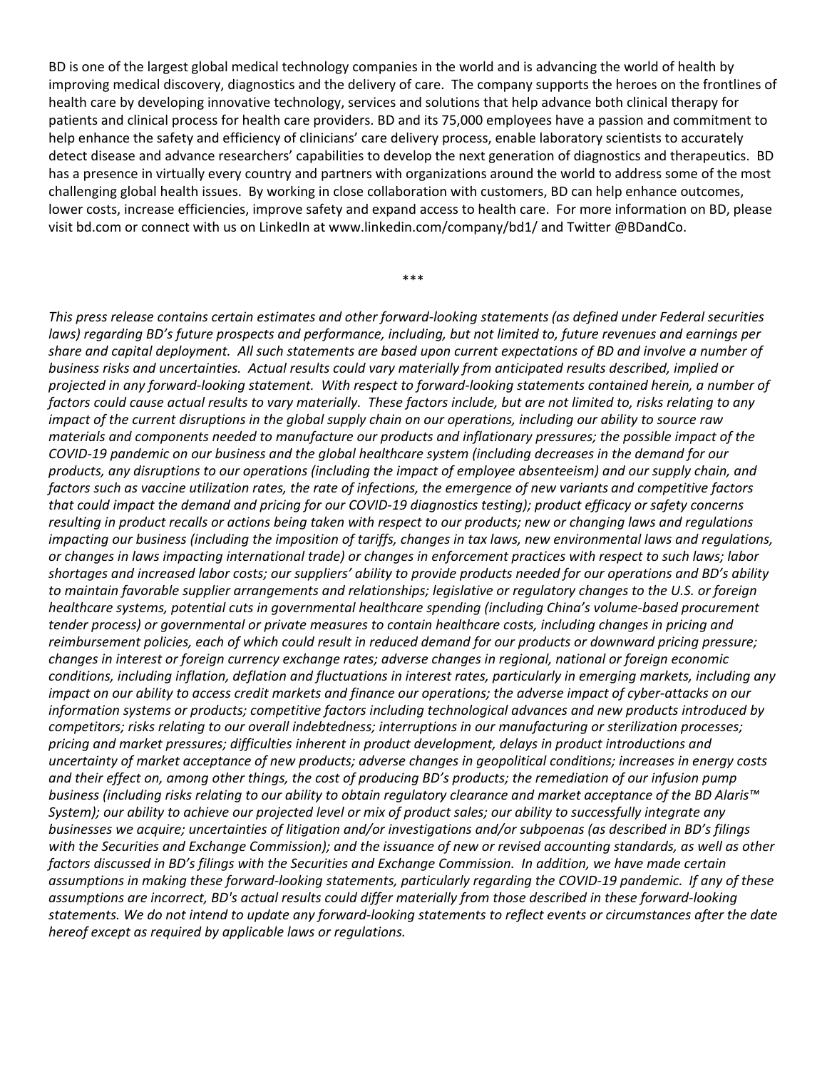BD is one of the largest global medical technology companies in the world and is advancing the world of health by improving medical discovery, diagnostics and the delivery of care. The company supports the heroes on the frontlines of health care by developing innovative technology, services and solutions that help advance both clinical therapy for patients and clinical process for health care providers. BD and its 75,000 employees have a passion and commitment to help enhance the safety and efficiency of clinicians' care delivery process, enable laboratory scientists to accurately detect disease and advance researchers' capabilities to develop the next generation of diagnostics and therapeutics. BD has a presence in virtually every country and partners with organizations around the world to address some of the most challenging global health issues. By working in close collaboration with customers, BD can help enhance outcomes, lower costs, increase efficiencies, improve safety and expand access to health care. For more information on BD, please visit bd.com or connect with us on LinkedIn at www.linkedin.com/company/bd1/ and Twitter @BDandCo.

***

*This press release contains certain estimates and other forward-looking statements (as defined under Federal securities laws) regarding BD's future prospects and performance, including, but not limited to, future revenues and earnings per share and capital deployment. All such statements are based upon current expectations of BD and involve a number of business risks and uncertainties. Actual results could vary materially from anticipated results described, implied or projected in any forward-looking statement. With respect to forward-looking statements contained herein, a number of factors could cause actual results to vary materially. These factors include, but are not limited to, risks relating to any impact of the current disruptions in the global supply chain on our operations, including our ability to source raw materials and components needed to manufacture our products and inflationary pressures; the possible impact of the COVID-19 pandemic on our business and the global healthcare system (including decreases in the demand for our products, any disruptions to our operations (including the impact of employee absenteeism) and our supply chain, and factors such as vaccine utilization rates, the rate of infections, the emergence of new variants and competitive factors that could impact the demand and pricing for our COVID-19 diagnostics testing); product efficacy or safety concerns resulting in product recalls or actions being taken with respect to our products; new or changing laws and regulations impacting our business (including the imposition of tariffs, changes in tax laws, new environmental laws and regulations, or changes in laws impacting international trade) or changes in enforcement practices with respect to such laws; labor shortages and increased labor costs; our suppliers' ability to provide products needed for our operations and BD's ability to maintain favorable supplier arrangements and relationships; legislative or regulatory changes to the U.S. or foreign healthcare systems, potential cuts in governmental healthcare spending (including China's volume-based procurement tender process) or governmental or private measures to contain healthcare costs, including changes in pricing and reimbursement policies, each of which could result in reduced demand for our products or downward pricing pressure; changes in interest or foreign currency exchange rates; adverse changes in regional, national or foreign economic conditions, including inflation, deflation and fluctuations in interest rates, particularly in emerging markets, including any impact on our ability to access credit markets and finance our operations; the adverse impact of cyber-attacks on our information systems or products; competitive factors including technological advances and new products introduced by competitors; risks relating to our overall indebtedness; interruptions in our manufacturing or sterilization processes; pricing and market pressures; difficulties inherent in product development, delays in product introductions and uncertainty of market acceptance of new products; adverse changes in geopolitical conditions; increases in energy costs and their effect on, among other things, the cost of producing BD's products; the remediation of our infusion pump business (including risks relating to our ability to obtain regulatory clearance and market acceptance of the BD Alaris™ System); our ability to achieve our projected level or mix of product sales; our ability to successfully integrate any businesses we acquire; uncertainties of litigation and/or investigations and/or subpoenas (as described in BD's filings with the Securities and Exchange Commission); and the issuance of new or revised accounting standards, as well as other factors discussed in BD's filings with the Securities and Exchange Commission. In addition, we have made certain assumptions in making these forward-looking statements, particularly regarding the COVID-19 pandemic. If any of these assumptions are incorrect, BD's actual results could differ materially from those described in these forward-looking statements. We do not intend to update any forward-looking statements to reflect events or circumstances after the date hereof except as required by applicable laws or regulations.*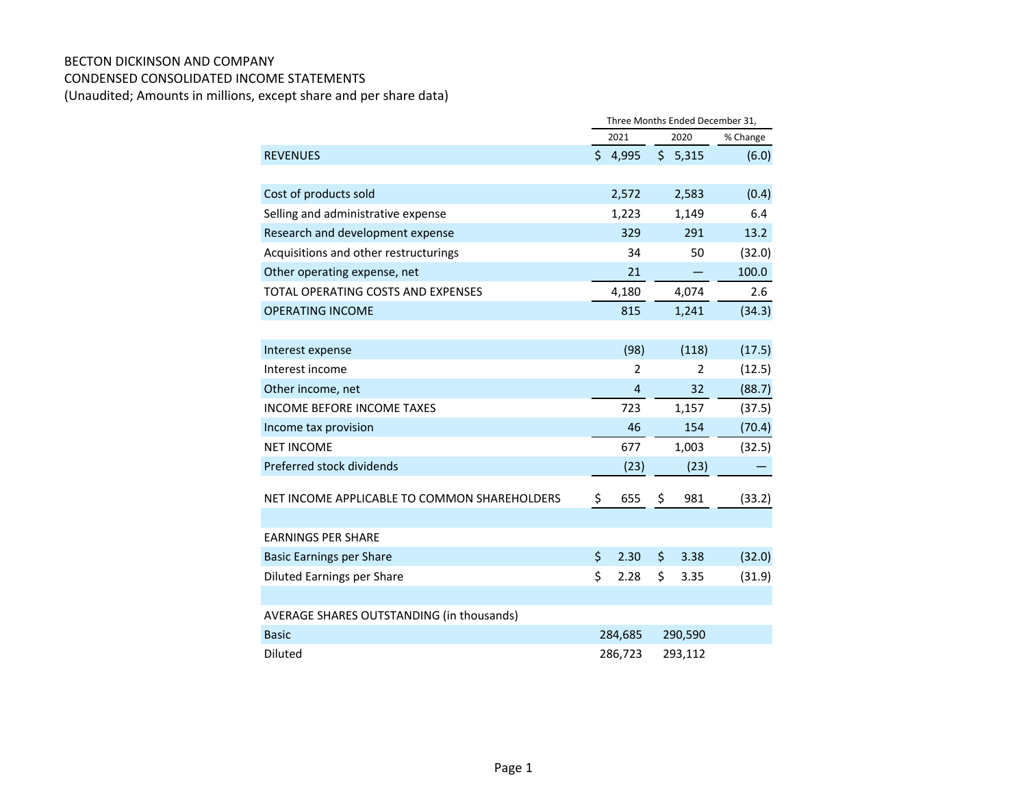BECTON DICKINSON AND COMPANY
CONDENSED CONSOLIDATED INCOME STATEMENTS
(Unaudited; Amounts in millions, except share and per share data)

| | Three Months Ended December 31, | | |
|---|---|---|---|
| | 2021 | 2020 | % Change |
| REVENUES | $ 4,995 | $ 5,315 | (6.0) |
| | | | |
| Cost of products sold | 2,572 | 2,583 | (0.4) |
| Selling and administrative expense | 1,223 | 1,149 | 6.4 |
| Research and development expense | 329 | 291 | 13.2 |
| Acquisitions and other restructurings | 34 | 50 | (32.0) |
| Other operating expense, net | 21 | — | 100.0 |
| TOTAL OPERATING COSTS AND EXPENSES | 4,180 | 4,074 | 2.6 |
| OPERATING INCOME | 815 | 1,241 | (34.3) |
| | | | |
| Interest expense | (98) | (118) | (17.5) |
| Interest income | 2 | 2 | (12.5) |
| Other income, net | 4 | 32 | (88.7) |
| INCOME BEFORE INCOME TAXES | 723 | 1,157 | (37.5) |
| Income tax provision | 46 | 154 | (70.4) |
| NET INCOME | 677 | 1,003 | (32.5) |
| Preferred stock dividends | (23) | (23) | — |
| | | | |
| NET INCOME APPLICABLE TO COMMON SHAREHOLDERS | $ 655 | $ 981 | (33.2) |
| | | | |
| EARNINGS PER SHARE | | | |
| Basic Earnings per Share | $ 2.30 | $ 3.38 | (32.0) |
| Diluted Earnings per Share | $ 2.28 | $ 3.35 | (31.9) |
| | | | |
| AVERAGE SHARES OUTSTANDING (in thousands) | | | |
| Basic | 284,685 | 290,590 | |
| Diluted | 286,723 | 293,112 | |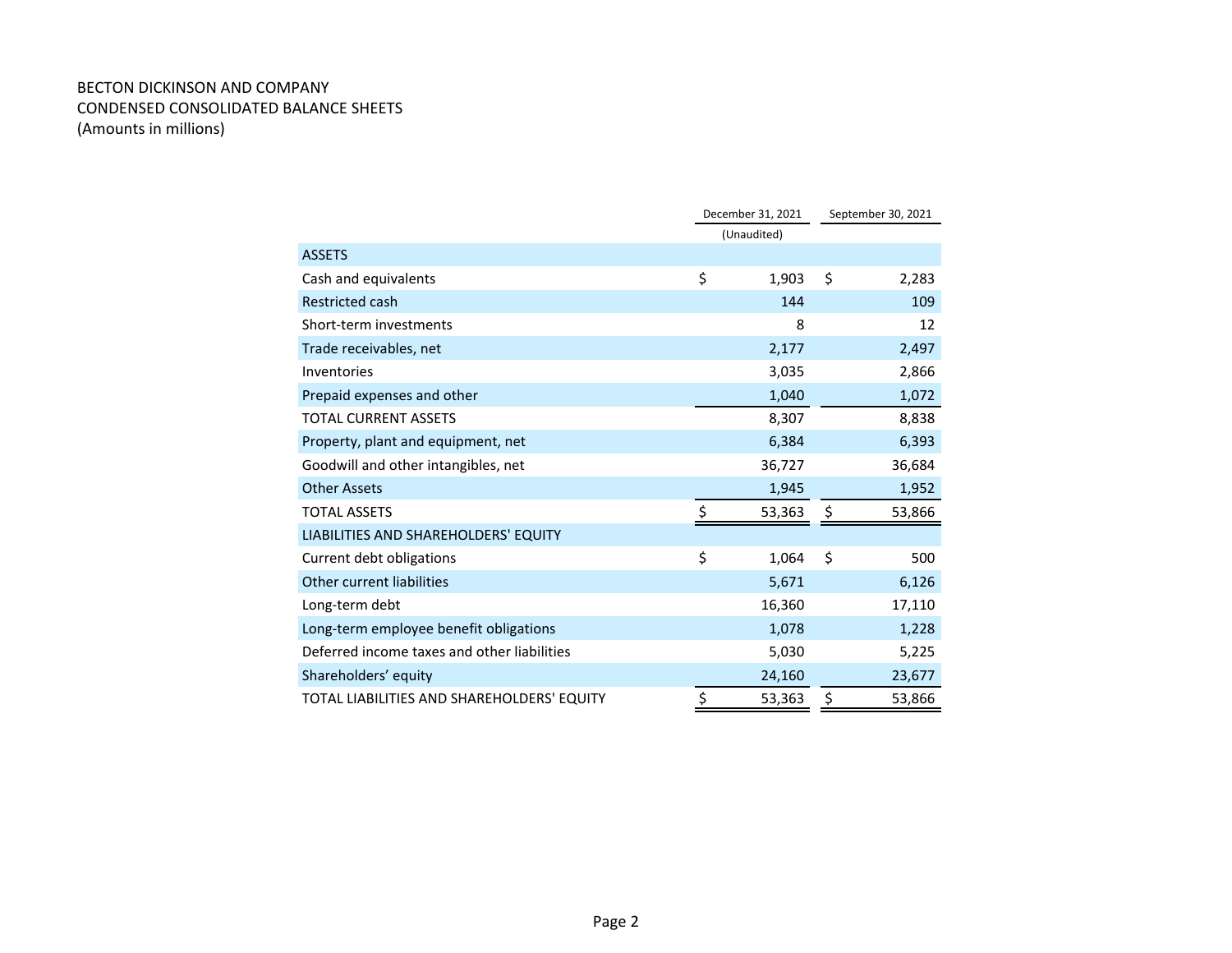BECTON DICKINSON AND COMPANY
CONDENSED CONSOLIDATED BALANCE SHEETS
(Amounts in millions)

| | December 31, 2021 | September 30, 2021 |
|---|---|---|
| | (Unaudited) | |
| ASSETS | | |
| Cash and equivalents | $ 1,903 | $ 2,283 |
| Restricted cash | 144 | 109 |
| Short-term investments | 8 | 12 |
| Trade receivables, net | 2,177 | 2,497 |
| Inventories | 3,035 | 2,866 |
| Prepaid expenses and other | 1,040 | 1,072 |
| TOTAL CURRENT ASSETS | 8,307 | 8,838 |
| Property, plant and equipment, net | 6,384 | 6,393 |
| Goodwill and other intangibles, net | 36,727 | 36,684 |
| Other Assets | 1,945 | 1,952 |
| TOTAL ASSETS | $ 53,363 | $ 53,866 |
| LIABILITIES AND SHAREHOLDERS' EQUITY | | |
| Current debt obligations | $ 1,064 | $ 500 |
| Other current liabilities | 5,671 | 6,126 |
| Long-term debt | 16,360 | 17,110 |
| Long-term employee benefit obligations | 1,078 | 1,228 |
| Deferred income taxes and other liabilities | 5,030 | 5,225 |
| Shareholders’ equity | 24,160 | 23,677 |
| TOTAL LIABILITIES AND SHAREHOLDERS' EQUITY | $ 53,363 | $ 53,866 |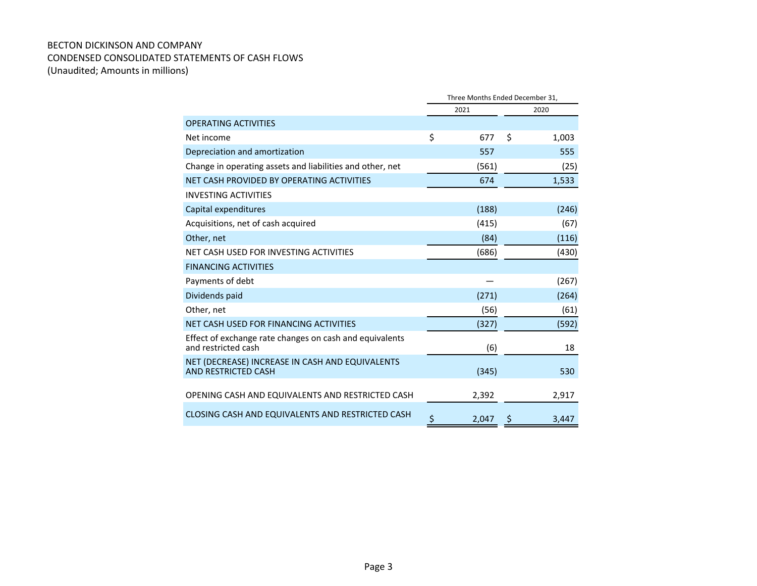BECTON DICKINSON AND COMPANY
CONDENSED CONSOLIDATED STATEMENTS OF CASH FLOWS
(Unaudited; Amounts in millions)

| | Three Months Ended December 31, | |
|---|---|---|
| | 2021 | 2020 |
| **OPERATING ACTIVITIES** | | |
| Net income | $ 677 | $ 1,003 |
| Depreciation and amortization | 557 | 555 |
| Change in operating assets and liabilities and other, net | (561) | (25) |
| NET CASH PROVIDED BY OPERATING ACTIVITIES | 674 | 1,533 |
| **INVESTING ACTIVITIES** | | |
| Capital expenditures | (188) | (246) |
| Acquisitions, net of cash acquired | (415) | (67) |
| Other, net | (84) | (116) |
| NET CASH USED FOR INVESTING ACTIVITIES | (686) | (430) |
| **FINANCING ACTIVITIES** | | |
| Payments of debt | — | (267) |
| Dividends paid | (271) | (264) |
| Other, net | (56) | (61) |
| NET CASH USED FOR FINANCING ACTIVITIES | (327) | (592) |
| Effect of exchange rate changes on cash and equivalents and restricted cash | (6) | 18 |
| NET (DECREASE) INCREASE IN CASH AND EQUIVALENTS AND RESTRICTED CASH | (345) | 530 |
| OPENING CASH AND EQUIVALENTS AND RESTRICTED CASH | 2,392 | 2,917 |
| CLOSING CASH AND EQUIVALENTS AND RESTRICTED CASH | $ 2,047 | $ 3,447 |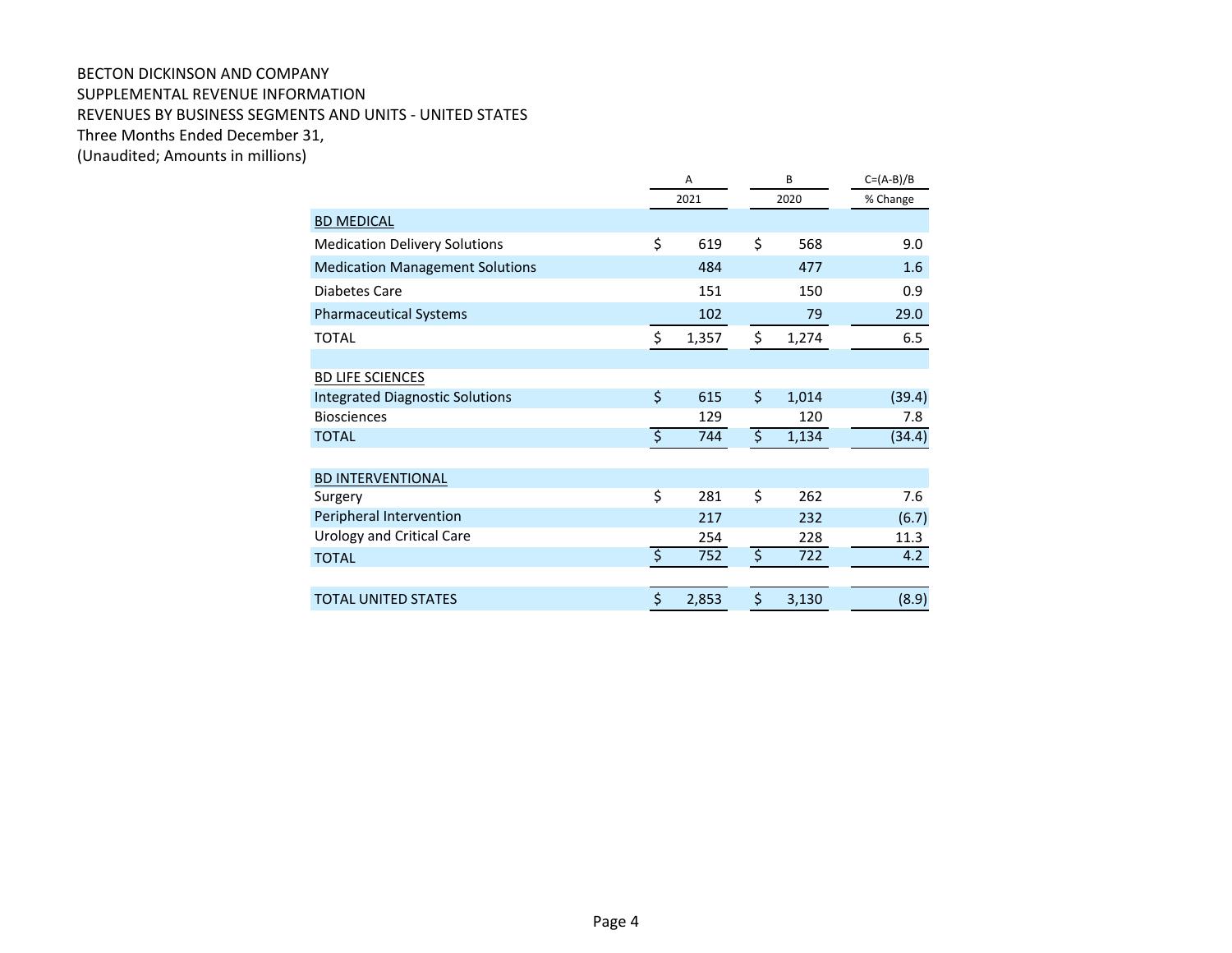BECTON DICKINSON AND COMPANY
SUPPLEMENTAL REVENUE INFORMATION
REVENUES BY BUSINESS SEGMENTS AND UNITS - UNITED STATES
Three Months Ended December 31,
(Unaudited; Amounts in millions)

| | A | B | C=(A-B)/B |
|---|---|---|---|
| | 2021 | 2020 | % Change |
| BD MEDICAL | | | |
| Medication Delivery Solutions | $ 619 | $ 568 | 9.0 |
| Medication Management Solutions | 484 | 477 | 1.6 |
| Diabetes Care | 151 | 150 | 0.9 |
| Pharmaceutical Systems | 102 | 79 | 29.0 |
| TOTAL | $ 1,357 | $ 1,274 | 6.5 |
| | | | |
| BD LIFE SCIENCES | | | |
| Integrated Diagnostic Solutions | $ 615 | $ 1,014 | (39.4) |
| Biosciences | 129 | 120 | 7.8 |
| TOTAL | $ 744 | $ 1,134 | (34.4) |
| | | | |
| BD INTERVENTIONAL | | | |
| Surgery | $ 281 | $ 262 | 7.6 |
| Peripheral Intervention | 217 | 232 | (6.7) |
| Urology and Critical Care | 254 | 228 | 11.3 |
| TOTAL | $ 752 | $ 722 | 4.2 |
| | | | |
| TOTAL UNITED STATES | $ 2,853 | $ 3,130 | (8.9) |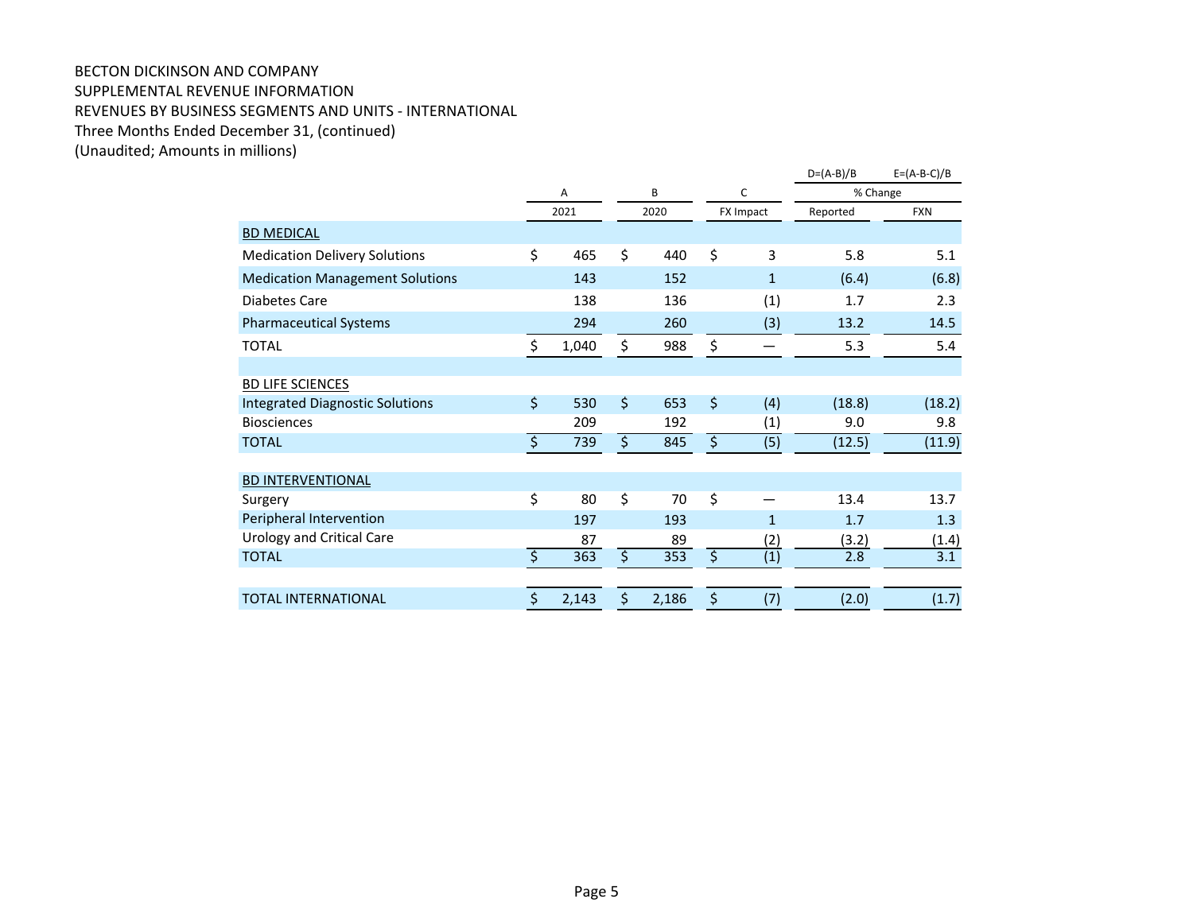BECTON DICKINSON AND COMPANY
SUPPLEMENTAL REVENUE INFORMATION
REVENUES BY BUSINESS SEGMENTS AND UNITS - INTERNATIONAL
Three Months Ended December 31, (continued)
(Unaudited; Amounts in millions)

| | A | B | C | D=(A-B)/B | E=(A-B-C)/B |
|---|---|---|---|---|---|
| | | | | % Change | |
| | 2021 | 2020 | FX Impact | Reported | FXN |
| BD MEDICAL | | | | | |
| Medication Delivery Solutions | $ 465 | $ 440 | $ 3 | 5.8 | 5.1 |
| Medication Management Solutions | 143 | 152 | 1 | (6.4) | (6.8) |
| Diabetes Care | 138 | 136 | (1) | 1.7 | 2.3 |
| Pharmaceutical Systems | 294 | 260 | (3) | 13.2 | 14.5 |
| TOTAL | $ 1,040 | $ 988 | $ — | 5.3 | 5.4 |
| | | | | | |
| BD LIFE SCIENCES | | | | | |
| Integrated Diagnostic Solutions | $ 530 | $ 653 | $ (4) | (18.8) | (18.2) |
| Biosciences | 209 | 192 | (1) | 9.0 | 9.8 |
| TOTAL | $ 739 | $ 845 | $ (5) | (12.5) | (11.9) |
| | | | | | |
| BD INTERVENTIONAL | | | | | |
| Surgery | $ 80 | $ 70 | $ — | 13.4 | 13.7 |
| Peripheral Intervention | 197 | 193 | 1 | 1.7 | 1.3 |
| Urology and Critical Care | 87 | 89 | (2) | (3.2) | (1.4) |
| TOTAL | $ 363 | $ 353 | $ (1) | 2.8 | 3.1 |
| | | | | | |
| TOTAL INTERNATIONAL | $ 2,143 | $ 2,186 | $ (7) | (2.0) | (1.7) |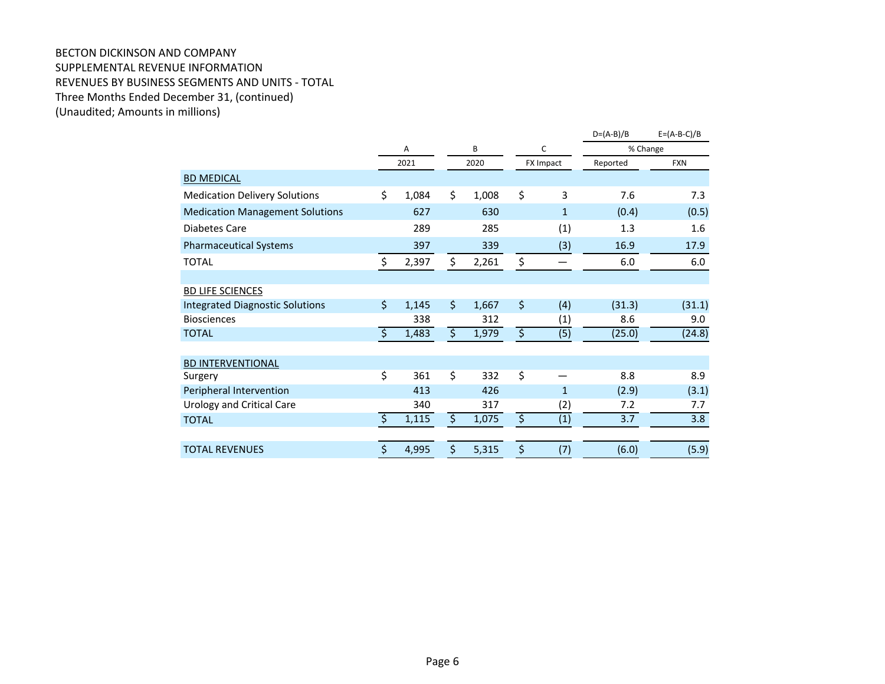BECTON DICKINSON AND COMPANY
SUPPLEMENTAL REVENUE INFORMATION
REVENUES BY BUSINESS SEGMENTS AND UNITS - TOTAL
Three Months Ended December 31, (continued)
(Unaudited; Amounts in millions)

| | A | B | C | D=(A-B)/B | E=(A-B-C)/B |
|---|---|---|---|---|---|
| | | | | % Change | |
| | 2021 | 2020 | FX Impact | Reported | FXN |
| BD MEDICAL | | | | | |
| Medication Delivery Solutions | $ 1,084 | $ 1,008 | $ 3 | 7.6 | 7.3 |
| Medication Management Solutions | 627 | 630 | 1 | (0.4) | (0.5) |
| Diabetes Care | 289 | 285 | (1) | 1.3 | 1.6 |
| Pharmaceutical Systems | 397 | 339 | (3) | 16.9 | 17.9 |
| TOTAL | $ 2,397 | $ 2,261 | $ — | 6.0 | 6.0 |
| | | | | | |
| BD LIFE SCIENCES | | | | | |
| Integrated Diagnostic Solutions | $ 1,145 | $ 1,667 | $ (4) | (31.3) | (31.1) |
| Biosciences | 338 | 312 | (1) | 8.6 | 9.0 |
| TOTAL | $ 1,483 | $ 1,979 | $ (5) | (25.0) | (24.8) |
| | | | | | |
| BD INTERVENTIONAL | | | | | |
| Surgery | $ 361 | $ 332 | $ — | 8.8 | 8.9 |
| Peripheral Intervention | 413 | 426 | 1 | (2.9) | (3.1) |
| Urology and Critical Care | 340 | 317 | (2) | 7.2 | 7.7 |
| TOTAL | $ 1,115 | $ 1,075 | $ (1) | 3.7 | 3.8 |
| | | | | | |
| TOTAL REVENUES | $ 4,995 | $ 5,315 | $ (7) | (6.0) | (5.9) |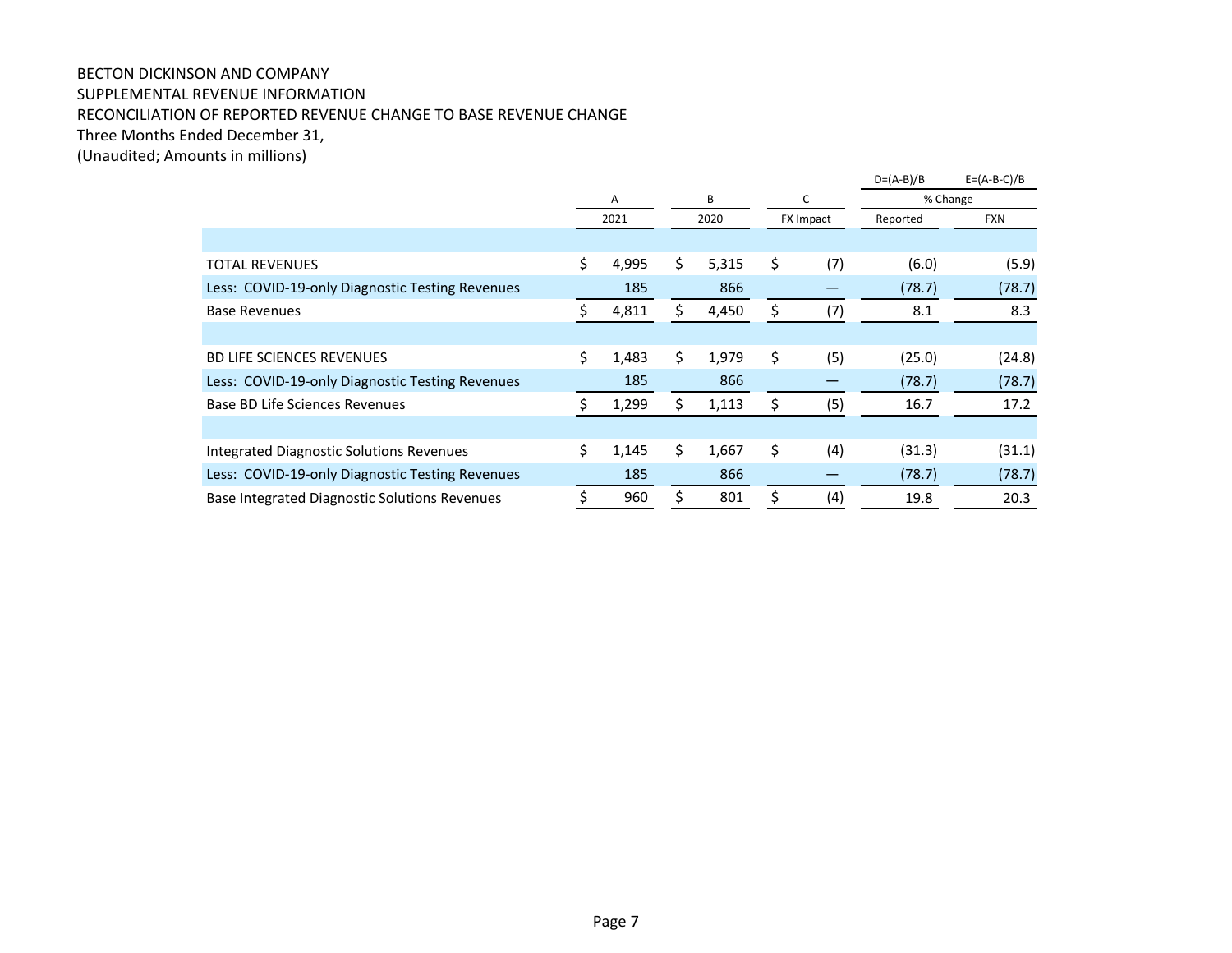BECTON DICKINSON AND COMPANY
SUPPLEMENTAL REVENUE INFORMATION
RECONCILIATION OF REPORTED REVENUE CHANGE TO BASE REVENUE CHANGE
Three Months Ended December 31,
(Unaudited; Amounts in millions)

| | A | B | C | D=(A-B)/B | E=(A-B-C)/B |
|---|---|---|---|---|---|
| | | | | % Change | |
| | 2021 | 2020 | FX Impact | Reported | FXN |
| TOTAL REVENUES | $ 4,995 | $ 5,315 | $ (7) | (6.0) | (5.9) |
| Less: COVID-19-only Diagnostic Testing Revenues | 185 | 866 | — | (78.7) | (78.7) |
| Base Revenues | $ 4,811 | $ 4,450 | $ (7) | 8.1 | 8.3 |
| | | | | | |
| BD LIFE SCIENCES REVENUES | $ 1,483 | $ 1,979 | $ (5) | (25.0) | (24.8) |
| Less: COVID-19-only Diagnostic Testing Revenues | 185 | 866 | — | (78.7) | (78.7) |
| Base BD Life Sciences Revenues | $ 1,299 | $ 1,113 | $ (5) | 16.7 | 17.2 |
| | | | | | |
| Integrated Diagnostic Solutions Revenues | $ 1,145 | $ 1,667 | $ (4) | (31.3) | (31.1) |
| Less: COVID-19-only Diagnostic Testing Revenues | 185 | 866 | — | (78.7) | (78.7) |
| Base Integrated Diagnostic Solutions Revenues | $ 960 | $ 801 | $ (4) | 19.8 | 20.3 |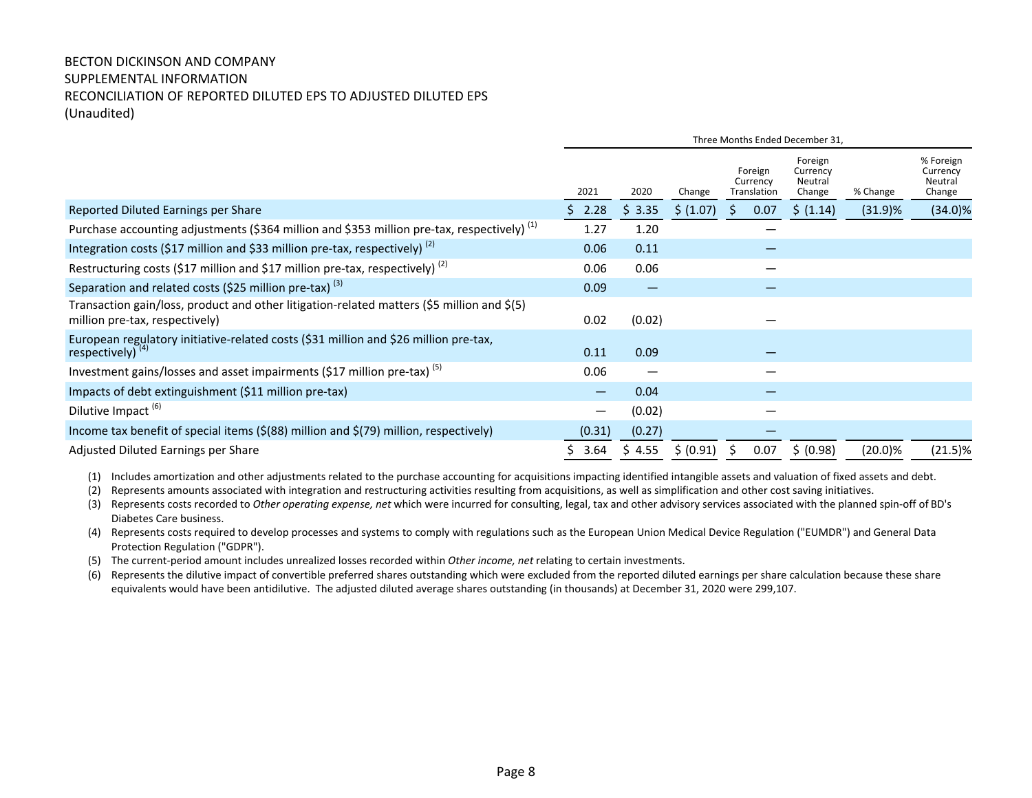BECTON DICKINSON AND COMPANY
SUPPLEMENTAL INFORMATION
RECONCILIATION OF REPORTED DILUTED EPS TO ADJUSTED DILUTED EPS
(Unaudited)

| | Three Months Ended December 31, | | | | | | |
|---|---|---|---|---|---|---|---|
| | 2021 | 2020 | Change | Foreign Currency Translation | Foreign Currency Neutral Change | % Change | % Foreign Currency Neutral Change |
| Reported Diluted Earnings per Share | $ 2.28 | $ 3.35 | $ (1.07) | $ 0.07 | $ (1.14) | (31.9)% | (34.0)% |
| Purchase accounting adjustments ($364 million and $353 million pre-tax, respectively) [(1)] | 1.27 | 1.20 | | — | | | |
| Integration costs ($17 million and $33 million pre-tax, respectively) [(2)] | 0.06 | 0.11 | | — | | | |
| Restructuring costs ($17 million and $17 million pre-tax, respectively) [(2)] | 0.06 | 0.06 | | — | | | |
| Separation and related costs ($25 million pre-tax) [(3)] | 0.09 | — | | — | | | |
| Transaction gain/loss, product and other litigation-related matters ($5 million and $(5) million pre-tax, respectively) | 0.02 | (0.02) | | — | | | |
| European regulatory initiative-related costs ($31 million and $26 million pre-tax, respectively) [(4)] | 0.11 | 0.09 | | — | | | |
| Investment gains/losses and asset impairments ($17 million pre-tax) [(5)] | 0.06 | — | | — | | | |
| Impacts of debt extinguishment ($11 million pre-tax) | — | 0.04 | | — | | | |
| Dilutive Impact [(6)] | — | (0.02) | | — | | | |
| Income tax benefit of special items ($(88) million and $(79) million, respectively) | (0.31) | (0.27) | | — | | | |
| Adjusted Diluted Earnings per Share | $ 3.64 | $ 4.55 | $ (0.91) | $ 0.07 | $ (0.98) | (20.0)% | (21.5)% |

(1) Includes amortization and other adjustments related to the purchase accounting for acquisitions impacting identified intangible assets and valuation of fixed assets and debt.

(2) Represents amounts associated with integration and restructuring activities resulting from acquisitions, as well as simplification and other cost saving initiatives.

(3) Represents costs recorded to *Other operating expense, net* which were incurred for consulting, legal, tax and other advisory services associated with the planned spin-off of BD's Diabetes Care business.

(4) Represents costs required to develop processes and systems to comply with regulations such as the European Union Medical Device Regulation ("EUMDR") and General Data Protection Regulation ("GDPR").

(5) The current-period amount includes unrealized losses recorded within *Other income, net* relating to certain investments.

(6) Represents the dilutive impact of convertible preferred shares outstanding which were excluded from the reported diluted earnings per share calculation because these share equivalents would have been antidilutive. The adjusted diluted average shares outstanding (in thousands) at December 31, 2020 were 299,107.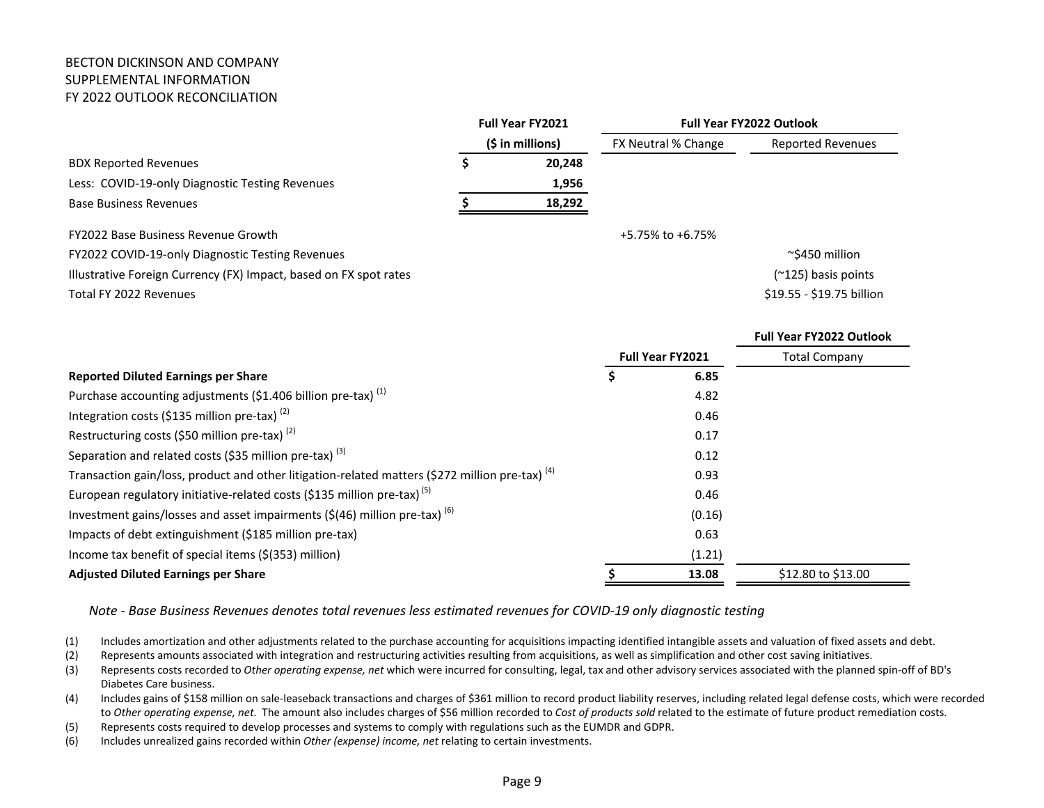BECTON DICKINSON AND COMPANY
SUPPLEMENTAL INFORMATION
FY 2022 OUTLOOK RECONCILIATION

| | Full Year FY2021 | Full Year FY2022 Outlook | |
|---|---|---|---|
| | ($ in millions) | FX Neutral % Change | Reported Revenues |
| BDX Reported Revenues | $ 20,248 | | |
| Less: COVID-19-only Diagnostic Testing Revenues | 1,956 | | |
| Base Business Revenues | $ 18,292 | | |
| FY2022 Base Business Revenue Growth | | +5.75% to +6.75% | |
| FY2022 COVID-19-only Diagnostic Testing Revenues | | | ~$450 million |
| Illustrative Foreign Currency (FX) Impact, based on FX spot rates | | | (~125) basis points |
| Total FY 2022 Revenues | | | $19.55 - $19.75 billion |

| | Full Year FY2021 | Full Year FY2022 Outlook Total Company |
|---|---|---|
| **Reported Diluted Earnings per Share** | $ 6.85 | |
| Purchase accounting adjustments ($1.406 billion pre-tax) (1) | 4.82 | |
| Integration costs ($135 million pre-tax) (2) | 0.46 | |
| Restructuring costs ($50 million pre-tax) (2) | 0.17 | |
| Separation and related costs ($35 million pre-tax) (3) | 0.12 | |
| Transaction gain/loss, product and other litigation-related matters ($272 million pre-tax) (4) | 0.93 | |
| European regulatory initiative-related costs ($135 million pre-tax) (5) | 0.46 | |
| Investment gains/losses and asset impairments ($(46) million pre-tax) (6) | (0.16) | |
| Impacts of debt extinguishment ($185 million pre-tax) | 0.63 | |
| Income tax benefit of special items ($(353) million) | (1.21) | |
| **Adjusted Diluted Earnings per Share** | $ 13.08 | $12.80 to $13.00 |

*Note - Base Business Revenues denotes total revenues less estimated revenues for COVID-19 only diagnostic testing*

(1) Includes amortization and other adjustments related to the purchase accounting for acquisitions impacting identified intangible assets and valuation of fixed assets and debt.

(2) Represents amounts associated with integration and restructuring activities resulting from acquisitions, as well as simplification and other cost saving initiatives.

(3) Represents costs recorded to *Other operating expense, net* which were incurred for consulting, legal, tax and other advisory services associated with the planned spin-off of BD's Diabetes Care business.

(4) Includes gains of $158 million on sale-leaseback transactions and charges of $361 million to record product liability reserves, including related legal defense costs, which were recorded to *Other operating expense, net*. The amount also includes charges of $56 million recorded to *Cost of products sold* related to the estimate of future product remediation costs.

(5) Represents costs required to develop processes and systems to comply with regulations such as the EUMDR and GDPR.

(6) Includes unrealized gains recorded within *Other (expense) income, net* relating to certain investments.